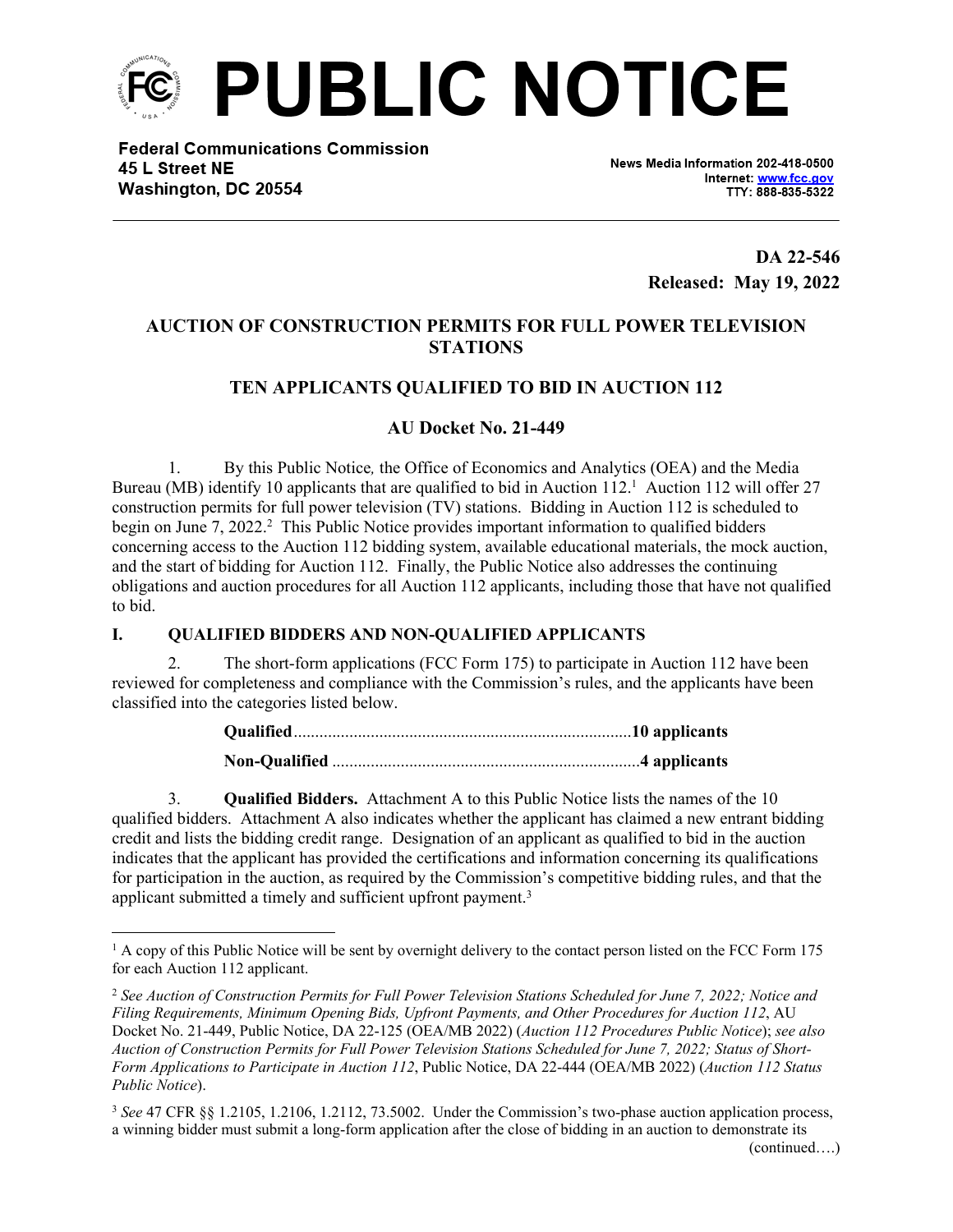# PUBLIC NOTICE

**Federal Communications Commission**
**45 L Street NE**
**Washington, DC 20554**

News Media Information 202-418-0500
Internet: www.fcc.gov
TTY: 888-835-5322

**DA 22-546**
**Released: May 19, 2022**

## AUCTION OF CONSTRUCTION PERMITS FOR FULL POWER TELEVISION STATIONS

## TEN APPLICANTS QUALIFIED TO BID IN AUCTION 112

## AU Docket No. 21-449

1. By this Public Notice*,* the Office of Economics and Analytics (OEA) and the Media Bureau (MB) identify 10 applicants that are qualified to bid in Auction 112.[1] Auction 112 will offer 27 construction permits for full power television (TV) stations. Bidding in Auction 112 is scheduled to begin on June 7, 2022.[2] This Public Notice provides important information to qualified bidders concerning access to the Auction 112 bidding system, available educational materials, the mock auction, and the start of bidding for Auction 112. Finally, the Public Notice also addresses the continuing obligations and auction procedures for all Auction 112 applicants, including those that have not qualified to bid.

### I. QUALIFIED BIDDERS AND NON-QUALIFIED APPLICANTS

2. The short-form applications (FCC Form 175) to participate in Auction 112 have been reviewed for completeness and compliance with the Commission's rules, and the applicants have been classified into the categories listed below.

**Qualified**..............................................................................**10 applicants**

**Non-Qualified** .......................................................................**4 applicants**

3. **Qualified Bidders.** Attachment A to this Public Notice lists the names of the 10 qualified bidders. Attachment A also indicates whether the applicant has claimed a new entrant bidding credit and lists the bidding credit range. Designation of an applicant as qualified to bid in the auction indicates that the applicant has provided the certifications and information concerning its qualifications for participation in the auction, as required by the Commission's competitive bidding rules, and that the applicant submitted a timely and sufficient upfront payment.[3]

---

[1] A copy of this Public Notice will be sent by overnight delivery to the contact person listed on the FCC Form 175 for each Auction 112 applicant.

[2] *See Auction of Construction Permits for Full Power Television Stations Scheduled for June 7, 2022; Notice and Filing Requirements, Minimum Opening Bids, Upfront Payments, and Other Procedures for Auction 112*, AU Docket No. 21-449, Public Notice, DA 22-125 (OEA/MB 2022) (*Auction 112 Procedures Public Notice*); *see also Auction of Construction Permits for Full Power Television Stations Scheduled for June 7, 2022; Status of Short-Form Applications to Participate in Auction 112*, Public Notice, DA 22-444 (OEA/MB 2022) (*Auction 112 Status Public Notice*).

[3] *See* 47 CFR §§ 1.2105, 1.2106, 1.2112, 73.5002. Under the Commission's two-phase auction application process, a winning bidder must submit a long-form application after the close of bidding in an auction to demonstrate its

(continued….)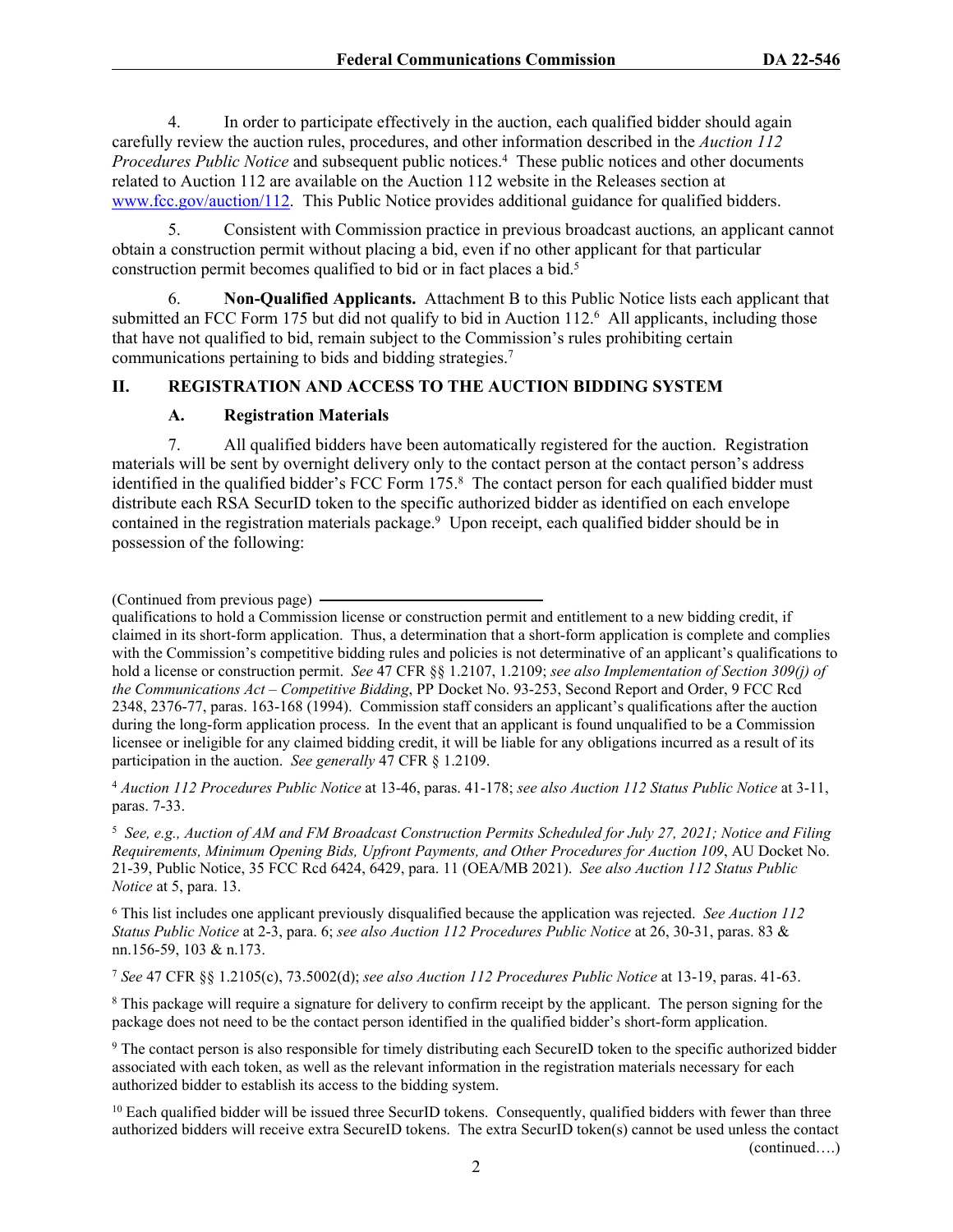4. In order to participate effectively in the auction, each qualified bidder should again carefully review the auction rules, procedures, and other information described in the *Auction 112 Procedures Public Notice* and subsequent public notices.[4] These public notices and other documents related to Auction 112 are available on the Auction 112 website in the Releases section at www.fcc.gov/auction/112. This Public Notice provides additional guidance for qualified bidders.

5. Consistent with Commission practice in previous broadcast auctions*,* an applicant cannot obtain a construction permit without placing a bid, even if no other applicant for that particular construction permit becomes qualified to bid or in fact places a bid.[5]

6. **Non-Qualified Applicants.** Attachment B to this Public Notice lists each applicant that submitted an FCC Form 175 but did not qualify to bid in Auction 112.[6] All applicants, including those that have not qualified to bid, remain subject to the Commission's rules prohibiting certain communications pertaining to bids and bidding strategies.[7]

## II. REGISTRATION AND ACCESS TO THE AUCTION BIDDING SYSTEM

### A. Registration Materials

7. All qualified bidders have been automatically registered for the auction. Registration materials will be sent by overnight delivery only to the contact person at the contact person's address identified in the qualified bidder's FCC Form 175.[8] The contact person for each qualified bidder must distribute each RSA SecurID token to the specific authorized bidder as identified on each envelope contained in the registration materials package.[9] Upon receipt, each qualified bidder should be in possession of the following:

---

(Continued from previous page)
qualifications to hold a Commission license or construction permit and entitlement to a new bidding credit, if claimed in its short-form application. Thus, a determination that a short-form application is complete and complies with the Commission's competitive bidding rules and policies is not determinative of an applicant's qualifications to hold a license or construction permit. *See* 47 CFR §§ 1.2107, 1.2109; *see also Implementation of Section 309(j) of the Communications Act – Competitive Bidding*, PP Docket No. 93-253, Second Report and Order, 9 FCC Rcd 2348, 2376-77, paras. 163-168 (1994). Commission staff considers an applicant's qualifications after the auction during the long-form application process. In the event that an applicant is found unqualified to be a Commission licensee or ineligible for any claimed bidding credit, it will be liable for any obligations incurred as a result of its participation in the auction. *See generally* 47 CFR § 1.2109.

[4] *Auction 112 Procedures Public Notice* at 13-46, paras. 41-178; *see also Auction 112 Status Public Notice* at 3-11, paras. 7-33.

[5] *See, e.g., Auction of AM and FM Broadcast Construction Permits Scheduled for July 27, 2021; Notice and Filing Requirements, Minimum Opening Bids, Upfront Payments, and Other Procedures for Auction 109*, AU Docket No. 21-39, Public Notice, 35 FCC Rcd 6424, 6429, para. 11 (OEA/MB 2021). *See also Auction 112 Status Public Notice* at 5, para. 13.

[6] This list includes one applicant previously disqualified because the application was rejected. *See Auction 112 Status Public Notice* at 2-3, para. 6; *see also Auction 112 Procedures Public Notice* at 26, 30-31, paras. 83 & nn.156-59, 103 & n.173.

[7] *See* 47 CFR §§ 1.2105(c), 73.5002(d); *see also Auction 112 Procedures Public Notice* at 13-19, paras. 41-63.

[8] This package will require a signature for delivery to confirm receipt by the applicant. The person signing for the package does not need to be the contact person identified in the qualified bidder's short-form application.

[9] The contact person is also responsible for timely distributing each SecureID token to the specific authorized bidder associated with each token, as well as the relevant information in the registration materials necessary for each authorized bidder to establish its access to the bidding system.

[10] Each qualified bidder will be issued three SecurID tokens. Consequently, qualified bidders with fewer than three authorized bidders will receive extra SecureID tokens. The extra SecurID token(s) cannot be used unless the contact (continued….)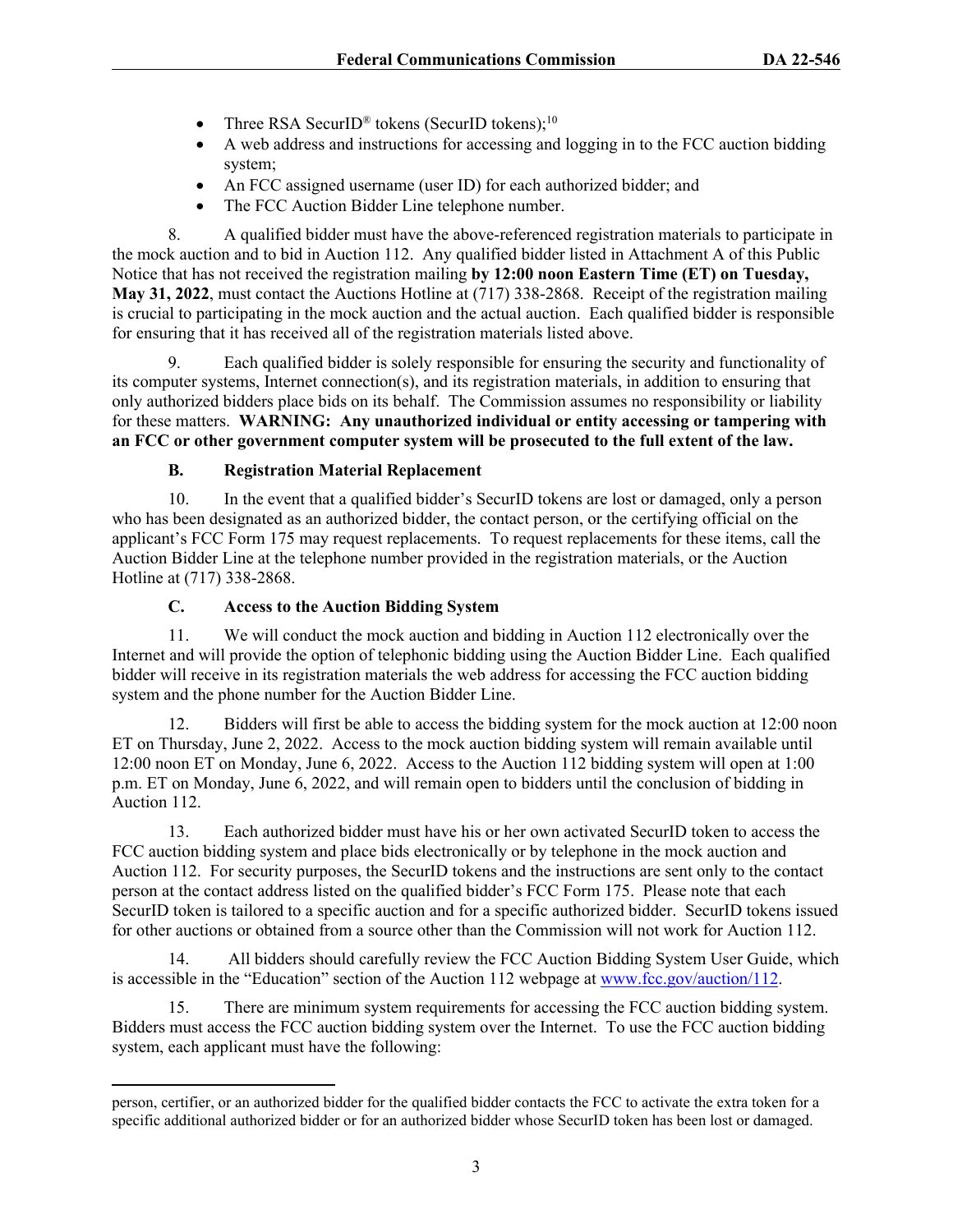- Three RSA SecurID® tokens (SecurID tokens);[10]
- A web address and instructions for accessing and logging in to the FCC auction bidding system;
- An FCC assigned username (user ID) for each authorized bidder; and
- The FCC Auction Bidder Line telephone number.

8. A qualified bidder must have the above-referenced registration materials to participate in the mock auction and to bid in Auction 112. Any qualified bidder listed in Attachment A of this Public Notice that has not received the registration mailing **by 12:00 noon Eastern Time (ET) on Tuesday, May 31, 2022**, must contact the Auctions Hotline at (717) 338-2868. Receipt of the registration mailing is crucial to participating in the mock auction and the actual auction. Each qualified bidder is responsible for ensuring that it has received all of the registration materials listed above.

9. Each qualified bidder is solely responsible for ensuring the security and functionality of its computer systems, Internet connection(s), and its registration materials, in addition to ensuring that only authorized bidders place bids on its behalf. The Commission assumes no responsibility or liability for these matters. **WARNING: Any unauthorized individual or entity accessing or tampering with an FCC or other government computer system will be prosecuted to the full extent of the law.**

### B. Registration Material Replacement

10. In the event that a qualified bidder's SecurID tokens are lost or damaged, only a person who has been designated as an authorized bidder, the contact person, or the certifying official on the applicant's FCC Form 175 may request replacements. To request replacements for these items, call the Auction Bidder Line at the telephone number provided in the registration materials, or the Auction Hotline at (717) 338-2868.

### C. Access to the Auction Bidding System

11. We will conduct the mock auction and bidding in Auction 112 electronically over the Internet and will provide the option of telephonic bidding using the Auction Bidder Line. Each qualified bidder will receive in its registration materials the web address for accessing the FCC auction bidding system and the phone number for the Auction Bidder Line.

12. Bidders will first be able to access the bidding system for the mock auction at 12:00 noon ET on Thursday, June 2, 2022. Access to the mock auction bidding system will remain available until 12:00 noon ET on Monday, June 6, 2022. Access to the Auction 112 bidding system will open at 1:00 p.m. ET on Monday, June 6, 2022, and will remain open to bidders until the conclusion of bidding in Auction 112.

13. Each authorized bidder must have his or her own activated SecurID token to access the FCC auction bidding system and place bids electronically or by telephone in the mock auction and Auction 112. For security purposes, the SecurID tokens and the instructions are sent only to the contact person at the contact address listed on the qualified bidder's FCC Form 175. Please note that each SecurID token is tailored to a specific auction and for a specific authorized bidder. SecurID tokens issued for other auctions or obtained from a source other than the Commission will not work for Auction 112.

14. All bidders should carefully review the FCC Auction Bidding System User Guide, which is accessible in the "Education" section of the Auction 112 webpage at www.fcc.gov/auction/112.

15. There are minimum system requirements for accessing the FCC auction bidding system. Bidders must access the FCC auction bidding system over the Internet. To use the FCC auction bidding system, each applicant must have the following:

---

person, certifier, or an authorized bidder for the qualified bidder contacts the FCC to activate the extra token for a specific additional authorized bidder or for an authorized bidder whose SecurID token has been lost or damaged.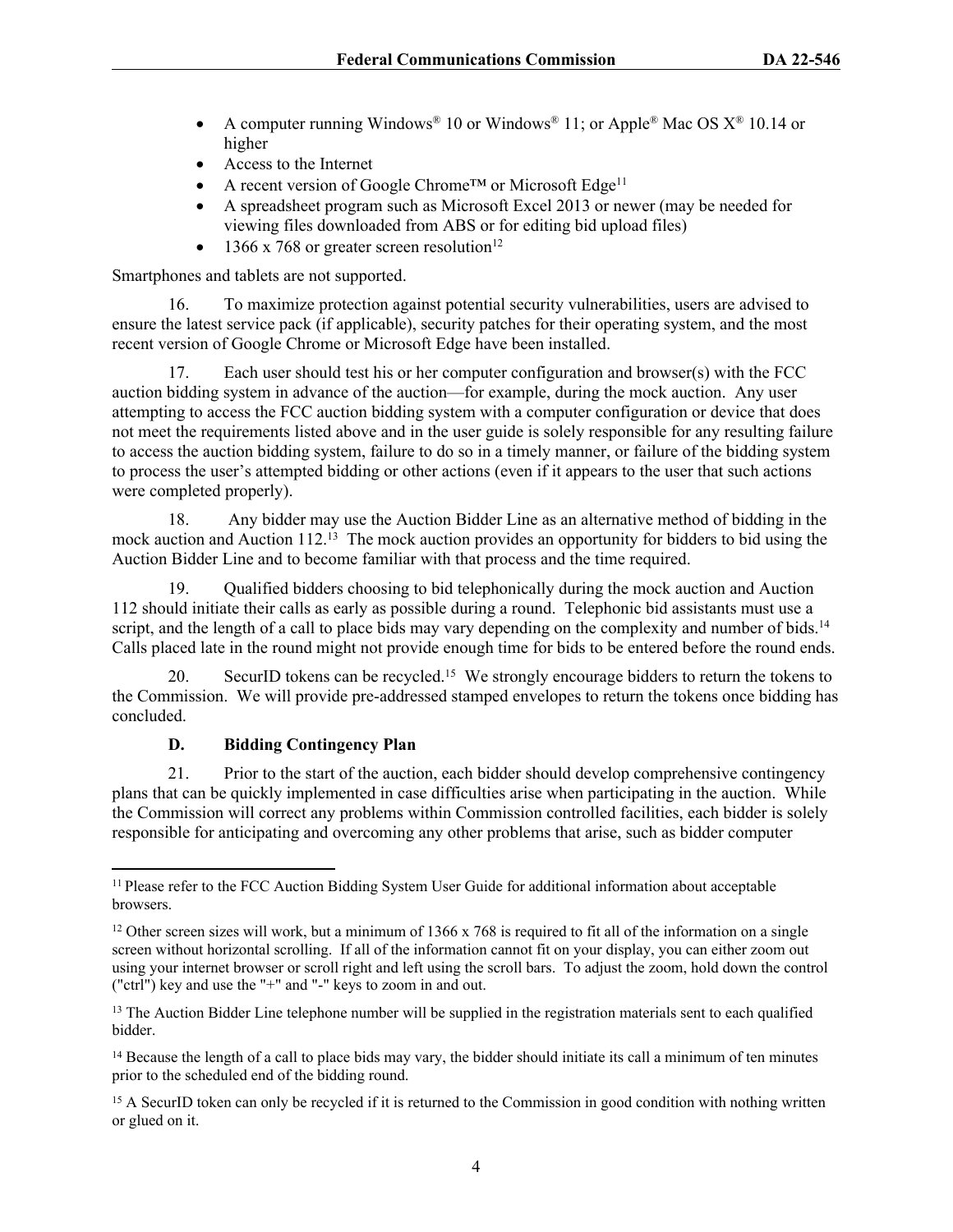- A computer running Windows® 10 or Windows® 11; or Apple® Mac OS X® 10.14 or higher
- Access to the Internet
- A recent version of Google Chrome™ or Microsoft Edge[11]
- A spreadsheet program such as Microsoft Excel 2013 or newer (may be needed for viewing files downloaded from ABS or for editing bid upload files)
- 1366 x 768 or greater screen resolution[12]

Smartphones and tablets are not supported.

16. To maximize protection against potential security vulnerabilities, users are advised to ensure the latest service pack (if applicable), security patches for their operating system, and the most recent version of Google Chrome or Microsoft Edge have been installed.

17. Each user should test his or her computer configuration and browser(s) with the FCC auction bidding system in advance of the auction—for example, during the mock auction. Any user attempting to access the FCC auction bidding system with a computer configuration or device that does not meet the requirements listed above and in the user guide is solely responsible for any resulting failure to access the auction bidding system, failure to do so in a timely manner, or failure of the bidding system to process the user's attempted bidding or other actions (even if it appears to the user that such actions were completed properly).

18. Any bidder may use the Auction Bidder Line as an alternative method of bidding in the mock auction and Auction 112.[13] The mock auction provides an opportunity for bidders to bid using the Auction Bidder Line and to become familiar with that process and the time required.

19. Qualified bidders choosing to bid telephonically during the mock auction and Auction 112 should initiate their calls as early as possible during a round. Telephonic bid assistants must use a script, and the length of a call to place bids may vary depending on the complexity and number of bids.[14] Calls placed late in the round might not provide enough time for bids to be entered before the round ends.

20. SecurID tokens can be recycled.[15] We strongly encourage bidders to return the tokens to the Commission. We will provide pre-addressed stamped envelopes to return the tokens once bidding has concluded.

### D. Bidding Contingency Plan

21. Prior to the start of the auction, each bidder should develop comprehensive contingency plans that can be quickly implemented in case difficulties arise when participating in the auction. While the Commission will correct any problems within Commission controlled facilities, each bidder is solely responsible for anticipating and overcoming any other problems that arise, such as bidder computer

---

[11] Please refer to the FCC Auction Bidding System User Guide for additional information about acceptable browsers.

[12] Other screen sizes will work, but a minimum of 1366 x 768 is required to fit all of the information on a single screen without horizontal scrolling. If all of the information cannot fit on your display, you can either zoom out using your internet browser or scroll right and left using the scroll bars. To adjust the zoom, hold down the control ("ctrl") key and use the "+" and "-" keys to zoom in and out.

[13] The Auction Bidder Line telephone number will be supplied in the registration materials sent to each qualified bidder.

[14] Because the length of a call to place bids may vary, the bidder should initiate its call a minimum of ten minutes prior to the scheduled end of the bidding round.

[15] A SecurID token can only be recycled if it is returned to the Commission in good condition with nothing written or glued on it.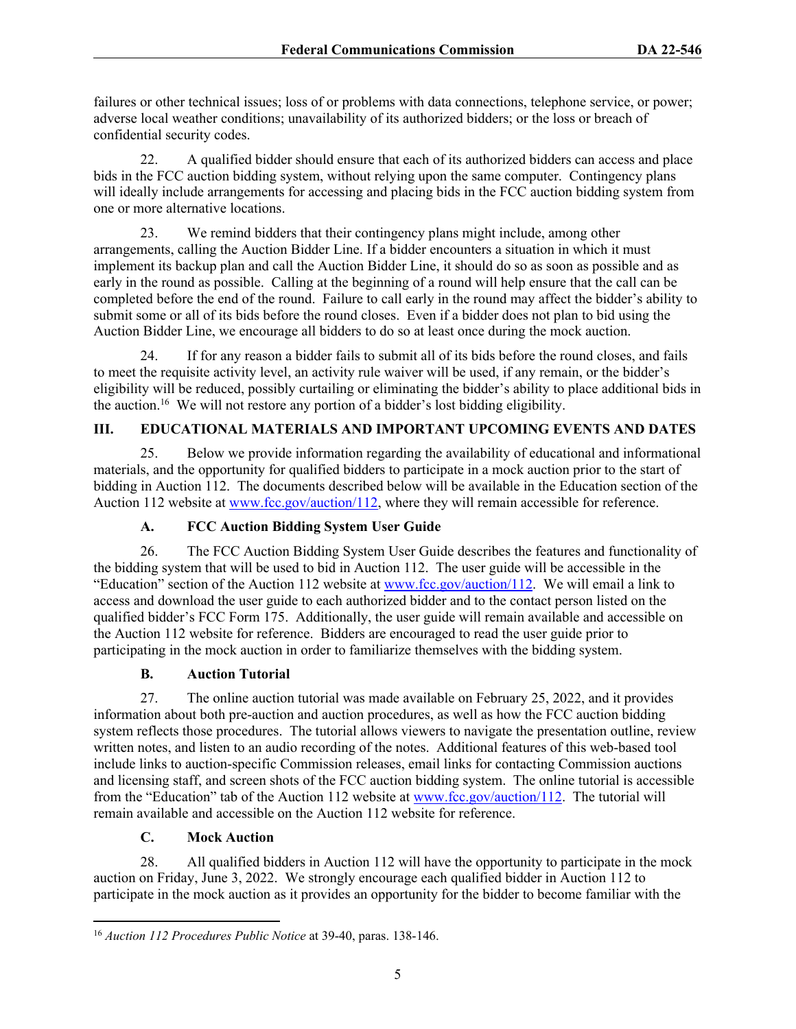failures or other technical issues; loss of or problems with data connections, telephone service, or power; adverse local weather conditions; unavailability of its authorized bidders; or the loss or breach of confidential security codes.

22. A qualified bidder should ensure that each of its authorized bidders can access and place bids in the FCC auction bidding system, without relying upon the same computer. Contingency plans will ideally include arrangements for accessing and placing bids in the FCC auction bidding system from one or more alternative locations.

23. We remind bidders that their contingency plans might include, among other arrangements, calling the Auction Bidder Line. If a bidder encounters a situation in which it must implement its backup plan and call the Auction Bidder Line, it should do so as soon as possible and as early in the round as possible. Calling at the beginning of a round will help ensure that the call can be completed before the end of the round. Failure to call early in the round may affect the bidder's ability to submit some or all of its bids before the round closes. Even if a bidder does not plan to bid using the Auction Bidder Line, we encourage all bidders to do so at least once during the mock auction.

24. If for any reason a bidder fails to submit all of its bids before the round closes, and fails to meet the requisite activity level, an activity rule waiver will be used, if any remain, or the bidder's eligibility will be reduced, possibly curtailing or eliminating the bidder's ability to place additional bids in the auction.[16] We will not restore any portion of a bidder's lost bidding eligibility.

## III. EDUCATIONAL MATERIALS AND IMPORTANT UPCOMING EVENTS AND DATES

25. Below we provide information regarding the availability of educational and informational materials, and the opportunity for qualified bidders to participate in a mock auction prior to the start of bidding in Auction 112. The documents described below will be available in the Education section of the Auction 112 website at www.fcc.gov/auction/112, where they will remain accessible for reference.

### A. FCC Auction Bidding System User Guide

26. The FCC Auction Bidding System User Guide describes the features and functionality of the bidding system that will be used to bid in Auction 112. The user guide will be accessible in the "Education" section of the Auction 112 website at www.fcc.gov/auction/112. We will email a link to access and download the user guide to each authorized bidder and to the contact person listed on the qualified bidder's FCC Form 175. Additionally, the user guide will remain available and accessible on the Auction 112 website for reference. Bidders are encouraged to read the user guide prior to participating in the mock auction in order to familiarize themselves with the bidding system.

### B. Auction Tutorial

27. The online auction tutorial was made available on February 25, 2022, and it provides information about both pre-auction and auction procedures, as well as how the FCC auction bidding system reflects those procedures. The tutorial allows viewers to navigate the presentation outline, review written notes, and listen to an audio recording of the notes. Additional features of this web-based tool include links to auction-specific Commission releases, email links for contacting Commission auctions and licensing staff, and screen shots of the FCC auction bidding system. The online tutorial is accessible from the "Education" tab of the Auction 112 website at www.fcc.gov/auction/112. The tutorial will remain available and accessible on the Auction 112 website for reference.

### C. Mock Auction

28. All qualified bidders in Auction 112 will have the opportunity to participate in the mock auction on Friday, June 3, 2022. We strongly encourage each qualified bidder in Auction 112 to participate in the mock auction as it provides an opportunity for the bidder to become familiar with the

---

[16] *Auction 112 Procedures Public Notice* at 39-40, paras. 138-146.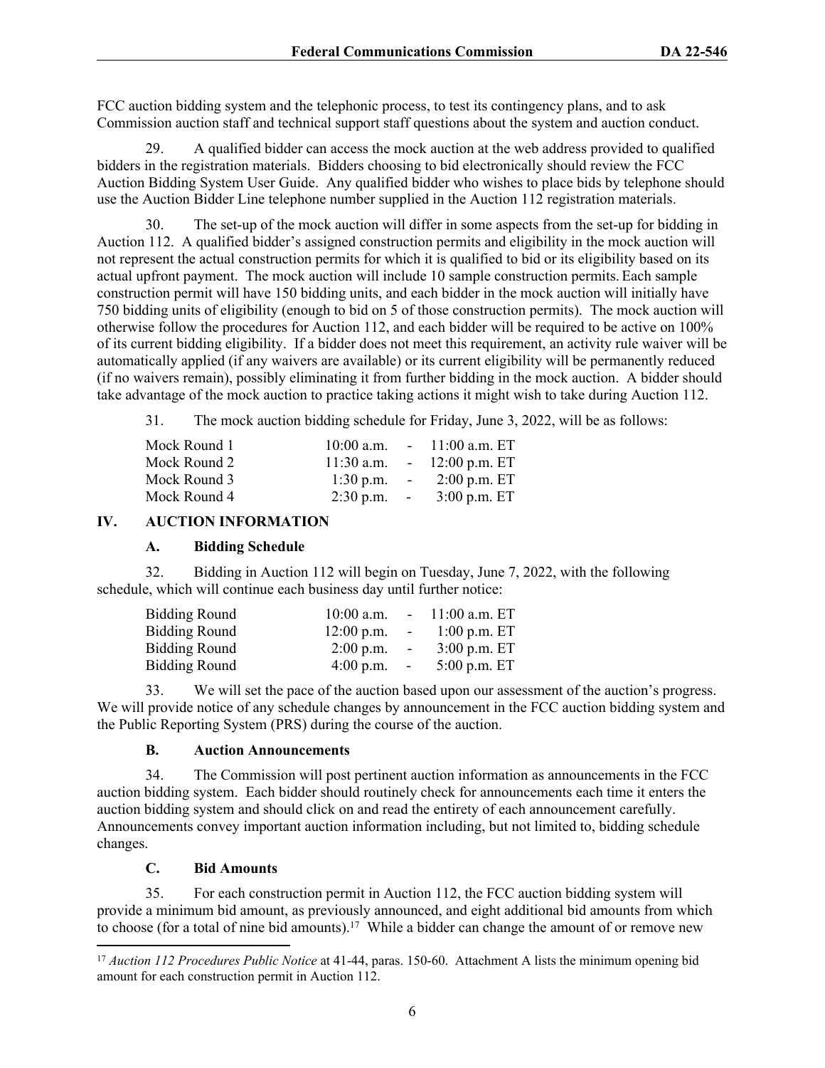FCC auction bidding system and the telephonic process, to test its contingency plans, and to ask Commission auction staff and technical support staff questions about the system and auction conduct.

29. A qualified bidder can access the mock auction at the web address provided to qualified bidders in the registration materials. Bidders choosing to bid electronically should review the FCC Auction Bidding System User Guide. Any qualified bidder who wishes to place bids by telephone should use the Auction Bidder Line telephone number supplied in the Auction 112 registration materials.

30. The set-up of the mock auction will differ in some aspects from the set-up for bidding in Auction 112. A qualified bidder's assigned construction permits and eligibility in the mock auction will not represent the actual construction permits for which it is qualified to bid or its eligibility based on its actual upfront payment. The mock auction will include 10 sample construction permits. Each sample construction permit will have 150 bidding units, and each bidder in the mock auction will initially have 750 bidding units of eligibility (enough to bid on 5 of those construction permits). The mock auction will otherwise follow the procedures for Auction 112, and each bidder will be required to be active on 100% of its current bidding eligibility. If a bidder does not meet this requirement, an activity rule waiver will be automatically applied (if any waivers are available) or its current eligibility will be permanently reduced (if no waivers remain), possibly eliminating it from further bidding in the mock auction. A bidder should take advantage of the mock auction to practice taking actions it might wish to take during Auction 112.

31. The mock auction bidding schedule for Friday, June 3, 2022, will be as follows:

| | | | |
|---|---|---|---|
| Mock Round 1 | 10:00 a.m. | - | 11:00 a.m. ET |
| Mock Round 2 | 11:30 a.m. | - | 12:00 p.m. ET |
| Mock Round 3 | 1:30 p.m. | - | 2:00 p.m. ET |
| Mock Round 4 | 2:30 p.m. | - | 3:00 p.m. ET |

## IV. AUCTION INFORMATION

### A. Bidding Schedule

32. Bidding in Auction 112 will begin on Tuesday, June 7, 2022, with the following schedule, which will continue each business day until further notice:

| | | | |
|---|---|---|---|
| Bidding Round | 10:00 a.m. | - | 11:00 a.m. ET |
| Bidding Round | 12:00 p.m. | - | 1:00 p.m. ET |
| Bidding Round | 2:00 p.m. | - | 3:00 p.m. ET |
| Bidding Round | 4:00 p.m. | - | 5:00 p.m. ET |

33. We will set the pace of the auction based upon our assessment of the auction's progress. We will provide notice of any schedule changes by announcement in the FCC auction bidding system and the Public Reporting System (PRS) during the course of the auction.

### B. Auction Announcements

34. The Commission will post pertinent auction information as announcements in the FCC auction bidding system. Each bidder should routinely check for announcements each time it enters the auction bidding system and should click on and read the entirety of each announcement carefully. Announcements convey important auction information including, but not limited to, bidding schedule changes.

### C. Bid Amounts

35. For each construction permit in Auction 112, the FCC auction bidding system will provide a minimum bid amount, as previously announced, and eight additional bid amounts from which to choose (for a total of nine bid amounts).[17] While a bidder can change the amount of or remove new

[17] *Auction 112 Procedures Public Notice* at 41-44, paras. 150-60. Attachment A lists the minimum opening bid amount for each construction permit in Auction 112.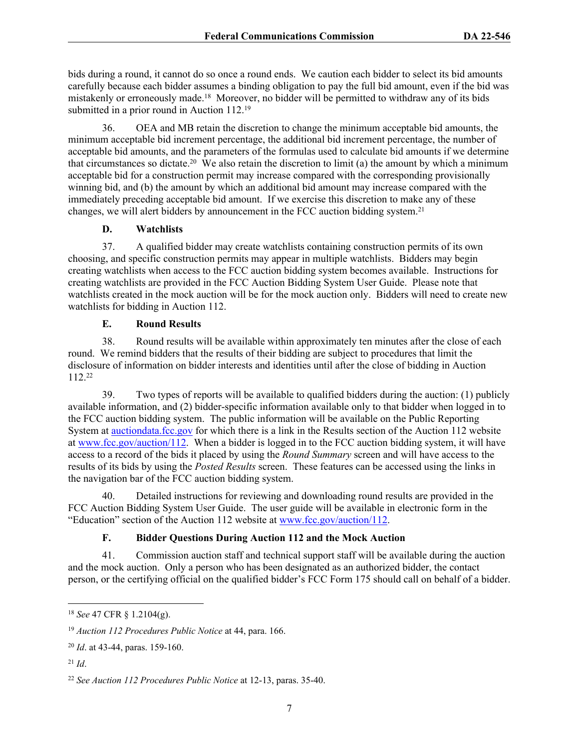bids during a round, it cannot do so once a round ends. We caution each bidder to select its bid amounts carefully because each bidder assumes a binding obligation to pay the full bid amount, even if the bid was mistakenly or erroneously made.[18] Moreover, no bidder will be permitted to withdraw any of its bids submitted in a prior round in Auction 112.[19]

36. OEA and MB retain the discretion to change the minimum acceptable bid amounts, the minimum acceptable bid increment percentage, the additional bid increment percentage, the number of acceptable bid amounts, and the parameters of the formulas used to calculate bid amounts if we determine that circumstances so dictate.[20] We also retain the discretion to limit (a) the amount by which a minimum acceptable bid for a construction permit may increase compared with the corresponding provisionally winning bid, and (b) the amount by which an additional bid amount may increase compared with the immediately preceding acceptable bid amount. If we exercise this discretion to make any of these changes, we will alert bidders by announcement in the FCC auction bidding system.[21]

### D. Watchlists

37. A qualified bidder may create watchlists containing construction permits of its own choosing, and specific construction permits may appear in multiple watchlists. Bidders may begin creating watchlists when access to the FCC auction bidding system becomes available. Instructions for creating watchlists are provided in the FCC Auction Bidding System User Guide. Please note that watchlists created in the mock auction will be for the mock auction only. Bidders will need to create new watchlists for bidding in Auction 112.

### E. Round Results

38. Round results will be available within approximately ten minutes after the close of each round. We remind bidders that the results of their bidding are subject to procedures that limit the disclosure of information on bidder interests and identities until after the close of bidding in Auction 112.[22]

39. Two types of reports will be available to qualified bidders during the auction: (1) publicly available information, and (2) bidder-specific information available only to that bidder when logged in to the FCC auction bidding system. The public information will be available on the Public Reporting System at auctiondata.fcc.gov for which there is a link in the Results section of the Auction 112 website at www.fcc.gov/auction/112. When a bidder is logged in to the FCC auction bidding system, it will have access to a record of the bids it placed by using the *Round Summary* screen and will have access to the results of its bids by using the *Posted Results* screen. These features can be accessed using the links in the navigation bar of the FCC auction bidding system.

40. Detailed instructions for reviewing and downloading round results are provided in the FCC Auction Bidding System User Guide. The user guide will be available in electronic form in the "Education" section of the Auction 112 website at www.fcc.gov/auction/112.

### F. Bidder Questions During Auction 112 and the Mock Auction

41. Commission auction staff and technical support staff will be available during the auction and the mock auction. Only a person who has been designated as an authorized bidder, the contact person, or the certifying official on the qualified bidder's FCC Form 175 should call on behalf of a bidder.

---

[18] *See* 47 CFR § 1.2104(g).

[19] *Auction 112 Procedures Public Notice* at 44, para. 166.

[20] *Id*. at 43-44, paras. 159-160.

[21] *Id*.

[22] *See Auction 112 Procedures Public Notice* at 12-13, paras. 35-40.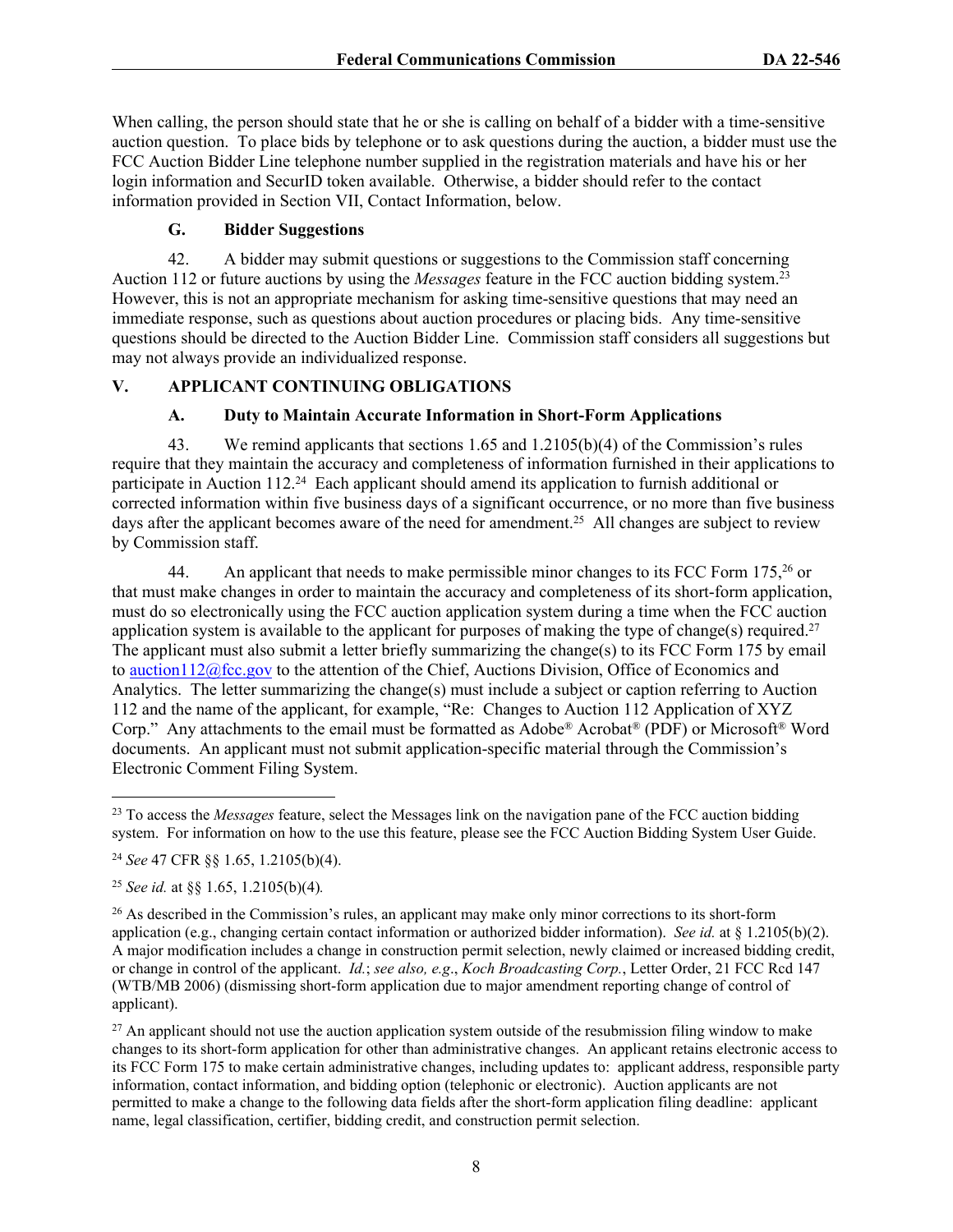When calling, the person should state that he or she is calling on behalf of a bidder with a time-sensitive auction question. To place bids by telephone or to ask questions during the auction, a bidder must use the FCC Auction Bidder Line telephone number supplied in the registration materials and have his or her login information and SecurID token available. Otherwise, a bidder should refer to the contact information provided in Section VII, Contact Information, below.

### G. Bidder Suggestions

42. A bidder may submit questions or suggestions to the Commission staff concerning Auction 112 or future auctions by using the *Messages* feature in the FCC auction bidding system.[23] However, this is not an appropriate mechanism for asking time-sensitive questions that may need an immediate response, such as questions about auction procedures or placing bids. Any time-sensitive questions should be directed to the Auction Bidder Line. Commission staff considers all suggestions but may not always provide an individualized response.

## V. APPLICANT CONTINUING OBLIGATIONS

### A. Duty to Maintain Accurate Information in Short-Form Applications

43. We remind applicants that sections 1.65 and 1.2105(b)(4) of the Commission's rules require that they maintain the accuracy and completeness of information furnished in their applications to participate in Auction 112.[24] Each applicant should amend its application to furnish additional or corrected information within five business days of a significant occurrence, or no more than five business days after the applicant becomes aware of the need for amendment.[25] All changes are subject to review by Commission staff.

44. An applicant that needs to make permissible minor changes to its FCC Form 175,[26] or that must make changes in order to maintain the accuracy and completeness of its short-form application, must do so electronically using the FCC auction application system during a time when the FCC auction application system is available to the applicant for purposes of making the type of change(s) required.[27] The applicant must also submit a letter briefly summarizing the change(s) to its FCC Form 175 by email to auction112@fcc.gov to the attention of the Chief, Auctions Division, Office of Economics and Analytics. The letter summarizing the change(s) must include a subject or caption referring to Auction 112 and the name of the applicant, for example, "Re: Changes to Auction 112 Application of XYZ Corp." Any attachments to the email must be formatted as Adobe® Acrobat® (PDF) or Microsoft® Word documents. An applicant must not submit application-specific material through the Commission's Electronic Comment Filing System.

---

[23] To access the *Messages* feature, select the Messages link on the navigation pane of the FCC auction bidding system. For information on how to the use this feature, please see the FCC Auction Bidding System User Guide.

[24] *See* 47 CFR §§ 1.65, 1.2105(b)(4).

[25] *See id.* at §§ 1.65, 1.2105(b)(4).

[26] As described in the Commission's rules, an applicant may make only minor corrections to its short-form application (e.g., changing certain contact information or authorized bidder information). *See id.* at § 1.2105(b)(2). A major modification includes a change in construction permit selection, newly claimed or increased bidding credit, or change in control of the applicant. *Id.*; *see also, e.g*., *Koch Broadcasting Corp.*, Letter Order, 21 FCC Rcd 147 (WTB/MB 2006) (dismissing short-form application due to major amendment reporting change of control of applicant).

[27] An applicant should not use the auction application system outside of the resubmission filing window to make changes to its short-form application for other than administrative changes. An applicant retains electronic access to its FCC Form 175 to make certain administrative changes, including updates to: applicant address, responsible party information, contact information, and bidding option (telephonic or electronic). Auction applicants are not permitted to make a change to the following data fields after the short-form application filing deadline: applicant name, legal classification, certifier, bidding credit, and construction permit selection.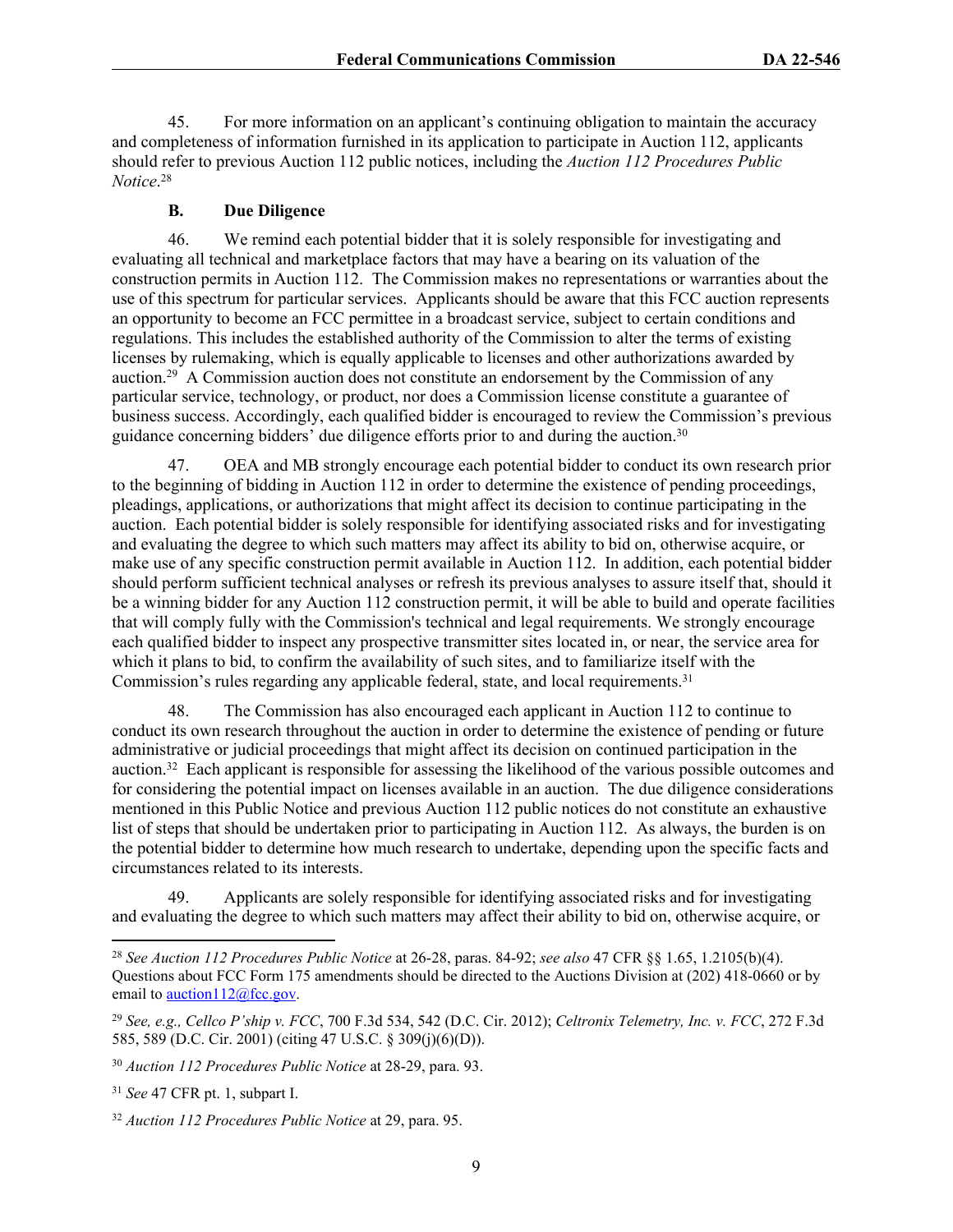45. For more information on an applicant's continuing obligation to maintain the accuracy and completeness of information furnished in its application to participate in Auction 112, applicants should refer to previous Auction 112 public notices, including the *Auction 112 Procedures Public Notice*.[28]

### B. Due Diligence

46. We remind each potential bidder that it is solely responsible for investigating and evaluating all technical and marketplace factors that may have a bearing on its valuation of the construction permits in Auction 112. The Commission makes no representations or warranties about the use of this spectrum for particular services. Applicants should be aware that this FCC auction represents an opportunity to become an FCC permittee in a broadcast service, subject to certain conditions and regulations. This includes the established authority of the Commission to alter the terms of existing licenses by rulemaking, which is equally applicable to licenses and other authorizations awarded by auction.[29] A Commission auction does not constitute an endorsement by the Commission of any particular service, technology, or product, nor does a Commission license constitute a guarantee of business success. Accordingly, each qualified bidder is encouraged to review the Commission's previous guidance concerning bidders' due diligence efforts prior to and during the auction.[30]

47. OEA and MB strongly encourage each potential bidder to conduct its own research prior to the beginning of bidding in Auction 112 in order to determine the existence of pending proceedings, pleadings, applications, or authorizations that might affect its decision to continue participating in the auction. Each potential bidder is solely responsible for identifying associated risks and for investigating and evaluating the degree to which such matters may affect its ability to bid on, otherwise acquire, or make use of any specific construction permit available in Auction 112. In addition, each potential bidder should perform sufficient technical analyses or refresh its previous analyses to assure itself that, should it be a winning bidder for any Auction 112 construction permit, it will be able to build and operate facilities that will comply fully with the Commission's technical and legal requirements. We strongly encourage each qualified bidder to inspect any prospective transmitter sites located in, or near, the service area for which it plans to bid, to confirm the availability of such sites, and to familiarize itself with the Commission's rules regarding any applicable federal, state, and local requirements.[31]

48. The Commission has also encouraged each applicant in Auction 112 to continue to conduct its own research throughout the auction in order to determine the existence of pending or future administrative or judicial proceedings that might affect its decision on continued participation in the auction.[32] Each applicant is responsible for assessing the likelihood of the various possible outcomes and for considering the potential impact on licenses available in an auction. The due diligence considerations mentioned in this Public Notice and previous Auction 112 public notices do not constitute an exhaustive list of steps that should be undertaken prior to participating in Auction 112. As always, the burden is on the potential bidder to determine how much research to undertake, depending upon the specific facts and circumstances related to its interests.

49. Applicants are solely responsible for identifying associated risks and for investigating and evaluating the degree to which such matters may affect their ability to bid on, otherwise acquire, or

---

[28] *See Auction 112 Procedures Public Notice* at 26-28, paras. 84-92; *see also* 47 CFR §§ 1.65, 1.2105(b)(4). Questions about FCC Form 175 amendments should be directed to the Auctions Division at (202) 418-0660 or by email to auction112@fcc.gov.

[29] *See, e.g., Cellco P'ship v. FCC*, 700 F.3d 534, 542 (D.C. Cir. 2012); *Celtronix Telemetry, Inc. v. FCC*, 272 F.3d 585, 589 (D.C. Cir. 2001) (citing 47 U.S.C. § 309(j)(6)(D)).

[30] *Auction 112 Procedures Public Notice* at 28-29, para. 93.

[31] *See* 47 CFR pt. 1, subpart I.

[32] *Auction 112 Procedures Public Notice* at 29, para. 95.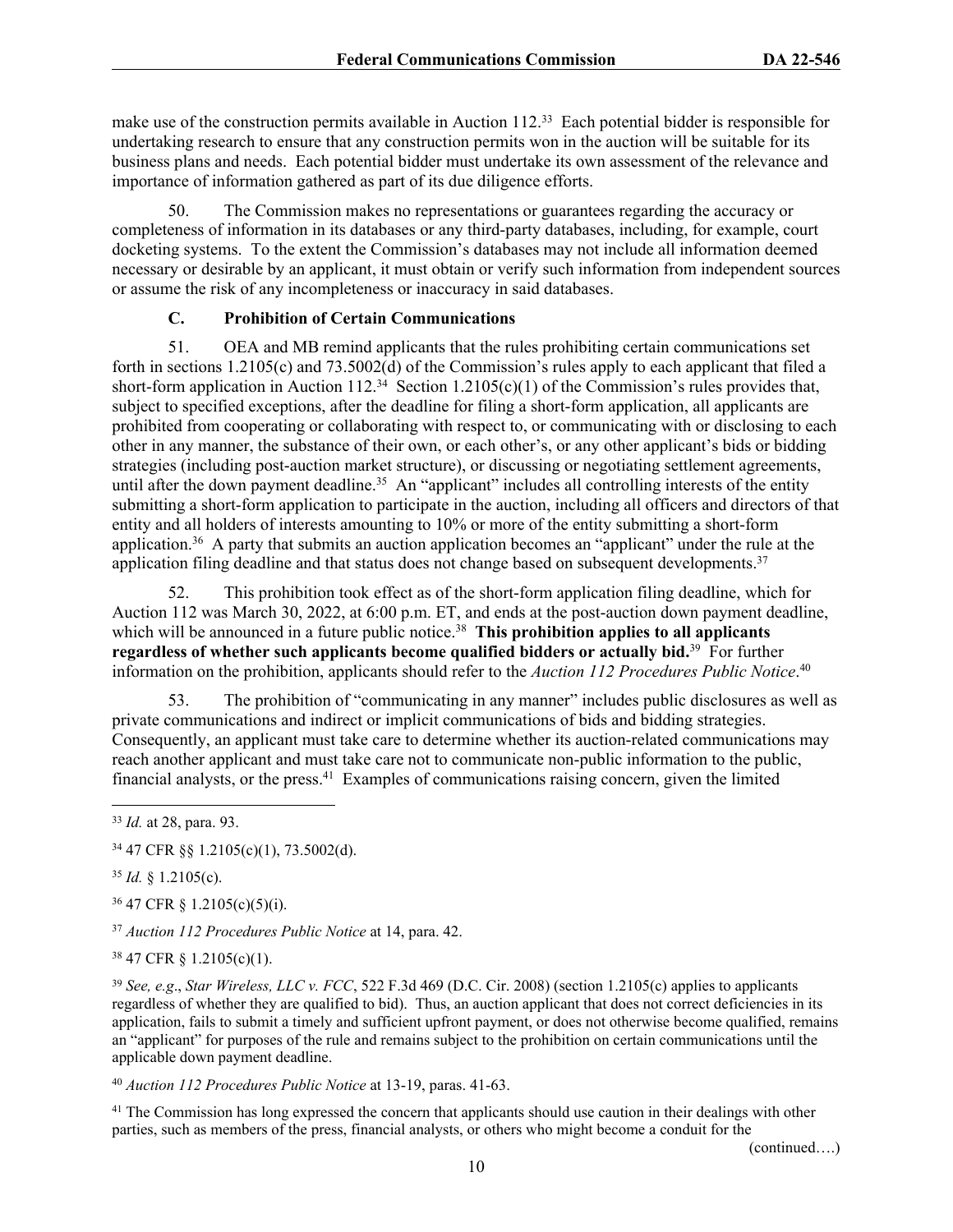make use of the construction permits available in Auction 112.[33] Each potential bidder is responsible for undertaking research to ensure that any construction permits won in the auction will be suitable for its business plans and needs. Each potential bidder must undertake its own assessment of the relevance and importance of information gathered as part of its due diligence efforts.

50. The Commission makes no representations or guarantees regarding the accuracy or completeness of information in its databases or any third-party databases, including, for example, court docketing systems. To the extent the Commission's databases may not include all information deemed necessary or desirable by an applicant, it must obtain or verify such information from independent sources or assume the risk of any incompleteness or inaccuracy in said databases.

### C. Prohibition of Certain Communications

51. OEA and MB remind applicants that the rules prohibiting certain communications set forth in sections 1.2105(c) and 73.5002(d) of the Commission's rules apply to each applicant that filed a short-form application in Auction 112.[34] Section 1.2105(c)(1) of the Commission's rules provides that, subject to specified exceptions, after the deadline for filing a short-form application, all applicants are prohibited from cooperating or collaborating with respect to, or communicating with or disclosing to each other in any manner, the substance of their own, or each other's, or any other applicant's bids or bidding strategies (including post-auction market structure), or discussing or negotiating settlement agreements, until after the down payment deadline.[35] An "applicant" includes all controlling interests of the entity submitting a short-form application to participate in the auction, including all officers and directors of that entity and all holders of interests amounting to 10% or more of the entity submitting a short-form application.[36] A party that submits an auction application becomes an "applicant" under the rule at the application filing deadline and that status does not change based on subsequent developments.[37]

52. This prohibition took effect as of the short-form application filing deadline, which for Auction 112 was March 30, 2022, at 6:00 p.m. ET, and ends at the post-auction down payment deadline, which will be announced in a future public notice.[38] **This prohibition applies to all applicants regardless of whether such applicants become qualified bidders or actually bid.**[39] For further information on the prohibition, applicants should refer to the *Auction 112 Procedures Public Notice*.[40]

53. The prohibition of "communicating in any manner" includes public disclosures as well as private communications and indirect or implicit communications of bids and bidding strategies. Consequently, an applicant must take care to determine whether its auction-related communications may reach another applicant and must take care not to communicate non-public information to the public, financial analysts, or the press.[41] Examples of communications raising concern, given the limited

---

[33] *Id.* at 28, para. 93.

[34] 47 CFR §§ 1.2105(c)(1), 73.5002(d).

[35] *Id.* § 1.2105(c).

[36] 47 CFR § 1.2105(c)(5)(i).

[37] *Auction 112 Procedures Public Notice* at 14, para. 42.

[38] 47 CFR § 1.2105(c)(1).

[39] *See, e.g.*, *Star Wireless, LLC v. FCC*, 522 F.3d 469 (D.C. Cir. 2008) (section 1.2105(c) applies to applicants regardless of whether they are qualified to bid). Thus, an auction applicant that does not correct deficiencies in its application, fails to submit a timely and sufficient upfront payment, or does not otherwise become qualified, remains an "applicant" for purposes of the rule and remains subject to the prohibition on certain communications until the applicable down payment deadline.

[40] *Auction 112 Procedures Public Notice* at 13-19, paras. 41-63.

[41] The Commission has long expressed the concern that applicants should use caution in their dealings with other parties, such as members of the press, financial analysts, or others who might become a conduit for the

(continued….)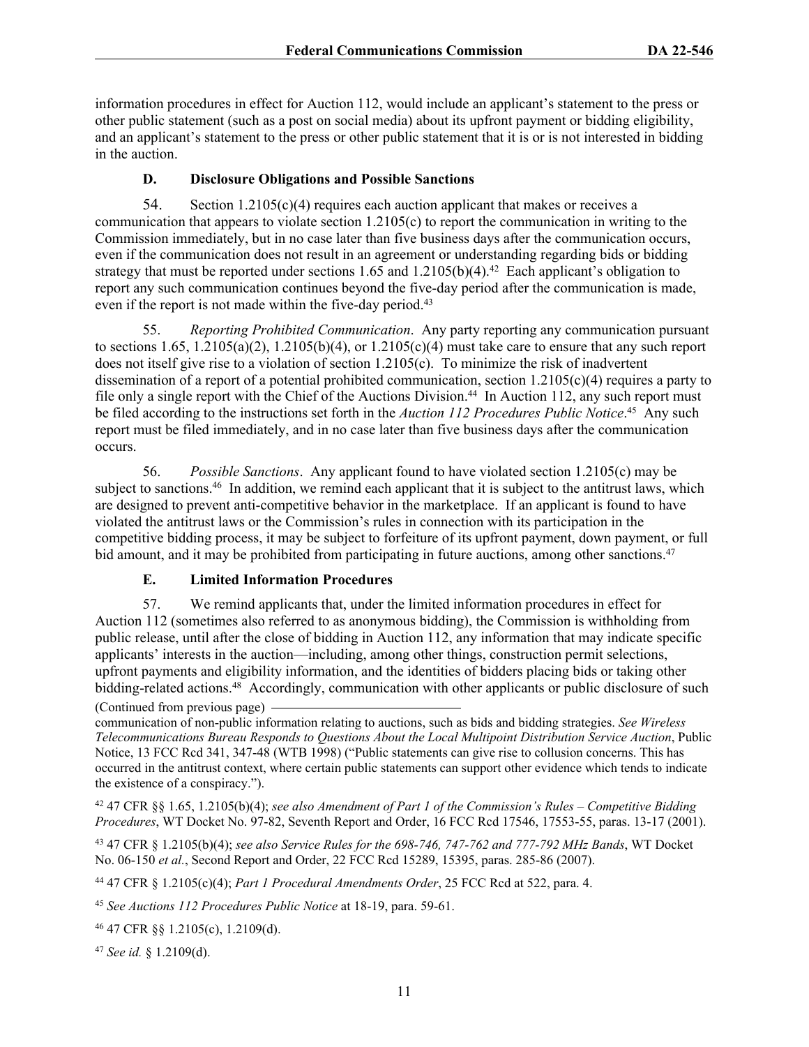information procedures in effect for Auction 112, would include an applicant's statement to the press or other public statement (such as a post on social media) about its upfront payment or bidding eligibility, and an applicant's statement to the press or other public statement that it is or is not interested in bidding in the auction.

### D. Disclosure Obligations and Possible Sanctions

54. Section 1.2105(c)(4) requires each auction applicant that makes or receives a communication that appears to violate section 1.2105(c) to report the communication in writing to the Commission immediately, but in no case later than five business days after the communication occurs, even if the communication does not result in an agreement or understanding regarding bids or bidding strategy that must be reported under sections 1.65 and 1.2105(b)(4).[42] Each applicant's obligation to report any such communication continues beyond the five-day period after the communication is made, even if the report is not made within the five-day period.[43]

55. *Reporting Prohibited Communication*. Any party reporting any communication pursuant to sections 1.65, 1.2105(a)(2), 1.2105(b)(4), or 1.2105(c)(4) must take care to ensure that any such report does not itself give rise to a violation of section 1.2105(c). To minimize the risk of inadvertent dissemination of a report of a potential prohibited communication, section 1.2105(c)(4) requires a party to file only a single report with the Chief of the Auctions Division.[44] In Auction 112, any such report must be filed according to the instructions set forth in the *Auction 112 Procedures Public Notice*.[45] Any such report must be filed immediately, and in no case later than five business days after the communication occurs.

56. *Possible Sanctions*. Any applicant found to have violated section 1.2105(c) may be subject to sanctions.[46] In addition, we remind each applicant that it is subject to the antitrust laws, which are designed to prevent anti-competitive behavior in the marketplace. If an applicant is found to have violated the antitrust laws or the Commission's rules in connection with its participation in the competitive bidding process, it may be subject to forfeiture of its upfront payment, down payment, or full bid amount, and it may be prohibited from participating in future auctions, among other sanctions.[47]

### E. Limited Information Procedures

57. We remind applicants that, under the limited information procedures in effect for Auction 112 (sometimes also referred to as anonymous bidding), the Commission is withholding from public release, until after the close of bidding in Auction 112, any information that may indicate specific applicants' interests in the auction—including, among other things, construction permit selections, upfront payments and eligibility information, and the identities of bidders placing bids or taking other bidding-related actions.[48] Accordingly, communication with other applicants or public disclosure of such

(Continued from previous page)

communication of non-public information relating to auctions, such as bids and bidding strategies. *See Wireless Telecommunications Bureau Responds to Questions About the Local Multipoint Distribution Service Auction*, Public Notice, 13 FCC Rcd 341, 347-48 (WTB 1998) ("Public statements can give rise to collusion concerns. This has occurred in the antitrust context, where certain public statements can support other evidence which tends to indicate the existence of a conspiracy.").

[42] 47 CFR §§ 1.65, 1.2105(b)(4); *see also Amendment of Part 1 of the Commission's Rules – Competitive Bidding Procedures*, WT Docket No. 97-82, Seventh Report and Order, 16 FCC Rcd 17546, 17553-55, paras. 13-17 (2001).

[43] 47 CFR § 1.2105(b)(4); *see also Service Rules for the 698-746, 747-762 and 777-792 MHz Bands*, WT Docket No. 06-150 *et al.*, Second Report and Order, 22 FCC Rcd 15289, 15395, paras. 285-86 (2007).

[44] 47 CFR § 1.2105(c)(4); *Part 1 Procedural Amendments Order*, 25 FCC Rcd at 522, para. 4.

[45] *See Auctions 112 Procedures Public Notice* at 18-19, para. 59-61.

[46] 47 CFR §§ 1.2105(c), 1.2109(d).

[47] *See id.* § 1.2109(d).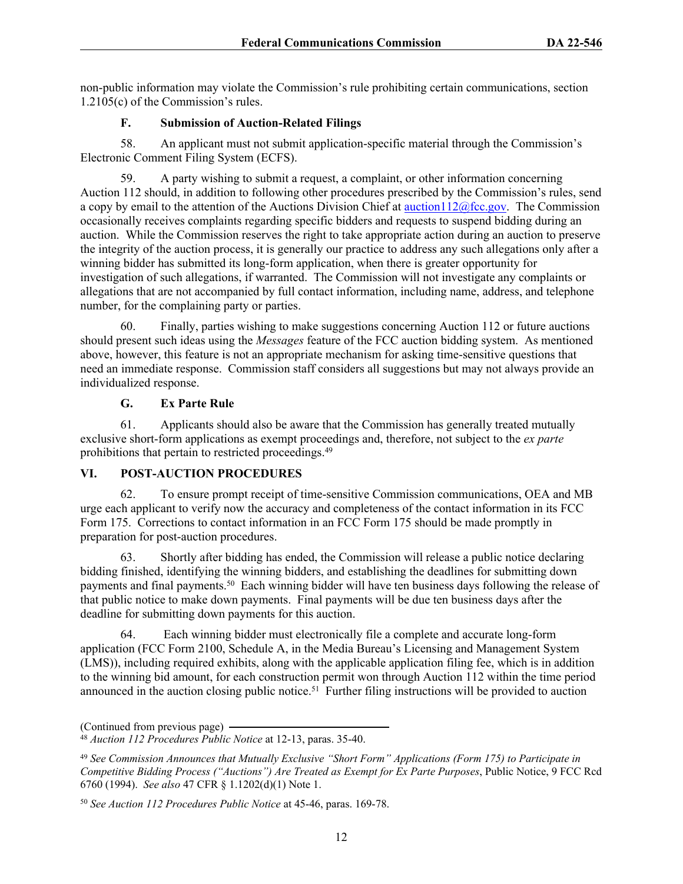non-public information may violate the Commission's rule prohibiting certain communications, section 1.2105(c) of the Commission's rules.

### F. Submission of Auction-Related Filings

58. An applicant must not submit application-specific material through the Commission's Electronic Comment Filing System (ECFS).

59. A party wishing to submit a request, a complaint, or other information concerning Auction 112 should, in addition to following other procedures prescribed by the Commission's rules, send a copy by email to the attention of the Auctions Division Chief at auction112@fcc.gov. The Commission occasionally receives complaints regarding specific bidders and requests to suspend bidding during an auction. While the Commission reserves the right to take appropriate action during an auction to preserve the integrity of the auction process, it is generally our practice to address any such allegations only after a winning bidder has submitted its long-form application, when there is greater opportunity for investigation of such allegations, if warranted. The Commission will not investigate any complaints or allegations that are not accompanied by full contact information, including name, address, and telephone number, for the complaining party or parties.

60. Finally, parties wishing to make suggestions concerning Auction 112 or future auctions should present such ideas using the *Messages* feature of the FCC auction bidding system. As mentioned above, however, this feature is not an appropriate mechanism for asking time-sensitive questions that need an immediate response. Commission staff considers all suggestions but may not always provide an individualized response.

### G. Ex Parte Rule

61. Applicants should also be aware that the Commission has generally treated mutually exclusive short-form applications as exempt proceedings and, therefore, not subject to the *ex parte* prohibitions that pertain to restricted proceedings.[49]

## VI. POST-AUCTION PROCEDURES

62. To ensure prompt receipt of time-sensitive Commission communications, OEA and MB urge each applicant to verify now the accuracy and completeness of the contact information in its FCC Form 175. Corrections to contact information in an FCC Form 175 should be made promptly in preparation for post-auction procedures.

63. Shortly after bidding has ended, the Commission will release a public notice declaring bidding finished, identifying the winning bidders, and establishing the deadlines for submitting down payments and final payments.[50] Each winning bidder will have ten business days following the release of that public notice to make down payments. Final payments will be due ten business days after the deadline for submitting down payments for this auction.

64. Each winning bidder must electronically file a complete and accurate long-form application (FCC Form 2100, Schedule A, in the Media Bureau's Licensing and Management System (LMS)), including required exhibits, along with the applicable application filing fee, which is in addition to the winning bid amount, for each construction permit won through Auction 112 within the time period announced in the auction closing public notice.[51] Further filing instructions will be provided to auction

---

(Continued from previous page)

[48] *Auction 112 Procedures Public Notice* at 12-13, paras. 35-40.

[49] *See Commission Announces that Mutually Exclusive "Short Form" Applications (Form 175) to Participate in Competitive Bidding Process ("Auctions") Are Treated as Exempt for Ex Parte Purposes*, Public Notice, 9 FCC Rcd 6760 (1994). *See also* 47 CFR § 1.1202(d)(1) Note 1.

[50] *See Auction 112 Procedures Public Notice* at 45-46, paras. 169-78.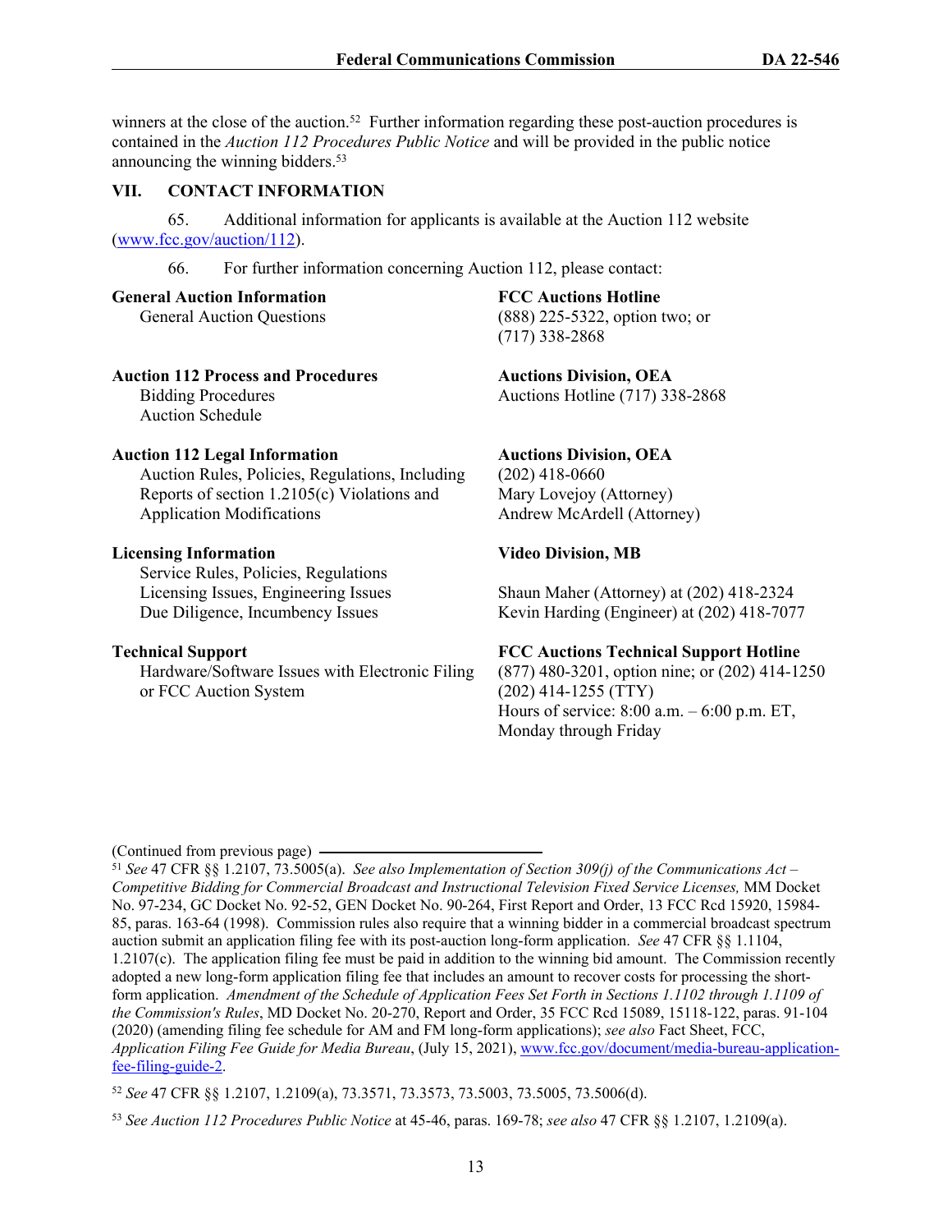winners at the close of the auction.[52] Further information regarding these post-auction procedures is contained in the *Auction 112 Procedures Public Notice* and will be provided in the public notice announcing the winning bidders.[53]

## VII. CONTACT INFORMATION

65. Additional information for applicants is available at the Auction 112 website (www.fcc.gov/auction/112).

66. For further information concerning Auction 112, please contact:

| | |
|---|---|
| **General Auction Information**<br>General Auction Questions | **FCC Auctions Hotline**<br>(888) 225-5322, option two; or<br>(717) 338-2868 |
| **Auction 112 Process and Procedures**<br>Bidding Procedures<br>Auction Schedule | **Auctions Division, OEA**<br>Auctions Hotline (717) 338-2868 |
| **Auction 112 Legal Information**<br>Auction Rules, Policies, Regulations, Including Reports of section 1.2105(c) Violations and Application Modifications | **Auctions Division, OEA**<br>(202) 418-0660<br>Mary Lovejoy (Attorney)<br>Andrew McArdell (Attorney) |
| **Licensing Information**<br>Service Rules, Policies, Regulations<br>Licensing Issues, Engineering Issues<br>Due Diligence, Incumbency Issues | **Video Division, MB**<br><br>Shaun Maher (Attorney) at (202) 418-2324<br>Kevin Harding (Engineer) at (202) 418-7077 |
| **Technical Support**<br>Hardware/Software Issues with Electronic Filing or FCC Auction System | **FCC Auctions Technical Support Hotline**<br>(877) 480-3201, option nine; or (202) 414-1250<br>(202) 414-1255 (TTY)<br>Hours of service: 8:00 a.m. – 6:00 p.m. ET, Monday through Friday |

(Continued from previous page)

[51] *See* 47 CFR §§ 1.2107, 73.5005(a). *See also Implementation of Section 309(j) of the Communications Act – Competitive Bidding for Commercial Broadcast and Instructional Television Fixed Service Licenses,* MM Docket No. 97-234, GC Docket No. 92-52, GEN Docket No. 90-264, First Report and Order, 13 FCC Rcd 15920, 15984-85, paras. 163-64 (1998). Commission rules also require that a winning bidder in a commercial broadcast spectrum auction submit an application filing fee with its post-auction long-form application. *See* 47 CFR §§ 1.1104, 1.2107(c). The application filing fee must be paid in addition to the winning bid amount. The Commission recently adopted a new long-form application filing fee that includes an amount to recover costs for processing the short-form application. *Amendment of the Schedule of Application Fees Set Forth in Sections 1.1102 through 1.1109 of the Commission's Rules*, MD Docket No. 20-270, Report and Order, 35 FCC Rcd 15089, 15118-122, paras. 91-104 (2020) (amending filing fee schedule for AM and FM long-form applications); *see also* Fact Sheet, FCC, *Application Filing Fee Guide for Media Bureau*, (July 15, 2021), www.fcc.gov/document/media-bureau-application-fee-filing-guide-2.

[52] *See* 47 CFR §§ 1.2107, 1.2109(a), 73.3571, 73.3573, 73.5003, 73.5005, 73.5006(d).

[53] *See Auction 112 Procedures Public Notice* at 45-46, paras. 169-78; *see also* 47 CFR §§ 1.2107, 1.2109(a).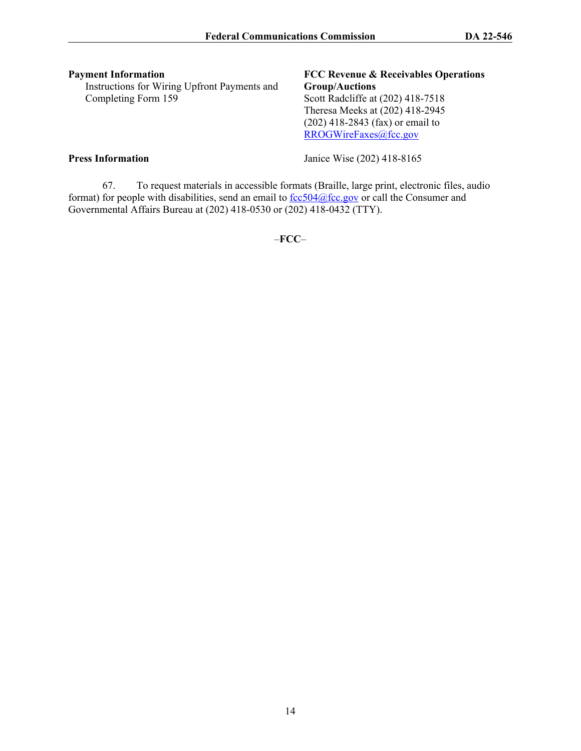| | |
|---|---|
| **Payment Information**<br>Instructions for Wiring Upfront Payments and Completing Form 159 | **FCC Revenue & Receivables Operations Group/Auctions**<br>Scott Radcliffe at (202) 418-7518<br>Theresa Meeks at (202) 418-2945<br>(202) 418-2843 (fax) or email to RROGWireFaxes@fcc.gov |
| **Press Information** | Janice Wise (202) 418-8165 |

67. To request materials in accessible formats (Braille, large print, electronic files, audio format) for people with disabilities, send an email to fcc504@fcc.gov or call the Consumer and Governmental Affairs Bureau at (202) 418-0530 or (202) 418-0432 (TTY).

–**FCC**–